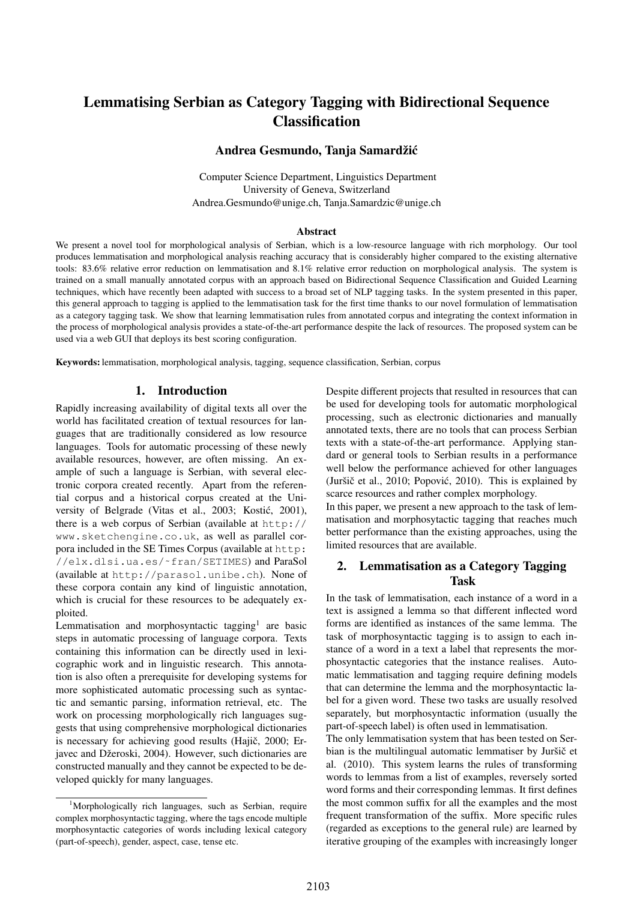# Lemmatising Serbian as Category Tagging with Bidirectional Sequence Classification

**Andrea Gesmundo, Tanja Samardžić**

Computer Science Department, Linguistics Department
University of Geneva, Switzerland
Andrea.Gesmundo@unige.ch, Tanja.Samardzic@unige.ch

### Abstract

We present a novel tool for morphological analysis of Serbian, which is a low-resource language with rich morphology. Our tool produces lemmatisation and morphological analysis reaching accuracy that is considerably higher compared to the existing alternative tools: 83.6% relative error reduction on lemmatisation and 8.1% relative error reduction on morphological analysis. The system is trained on a small manually annotated corpus with an approach based on Bidirectional Sequence Classification and Guided Learning techniques, which have recently been adapted with success to a broad set of NLP tagging tasks. In the system presented in this paper, this general approach to tagging is applied to the lemmatisation task for the first time thanks to our novel formulation of lemmatisation as a category tagging task. We show that learning lemmatisation rules from annotated corpus and integrating the context information in the process of morphological analysis provides a state-of-the-art performance despite the lack of resources. The proposed system can be used via a web GUI that deploys its best scoring configuration.

**Keywords:** lemmatisation, morphological analysis, tagging, sequence classification, Serbian, corpus

## 1. Introduction

Rapidly increasing availability of digital texts all over the world has facilitated creation of textual resources for languages that are traditionally considered as low resource languages. Tools for automatic processing of these newly available resources, however, are often missing. An example of such a language is Serbian, with several electronic corpora created recently. Apart from the referential corpus and a historical corpus created at the University of Belgrade (Vitas et al., 2003; Kostić, 2001), there is a web corpus of Serbian (available at http://www.sketchengine.co.uk, as well as parallel corpora included in the SE Times Corpus (available at http://elx.dlsi.ua.es/~fran/SETIMES) and ParaSol (available at http://parasol.unibe.ch). None of these corpora contain any kind of linguistic annotation, which is crucial for these resources to be adequately exploited.

Lemmatisation and morphosyntactic tagging[1] are basic steps in automatic processing of language corpora. Texts containing this information can be directly used in lexicographic work and in linguistic research. This annotation is also often a prerequisite for developing systems for more sophisticated automatic processing such as syntactic and semantic parsing, information retrieval, etc. The work on processing morphologically rich languages suggests that using comprehensive morphological dictionaries is necessary for achieving good results (Hajič, 2000; Erjavec and Džeroski, 2004). However, such dictionaries are constructed manually and they cannot be expected to be developed quickly for many languages.

Despite different projects that resulted in resources that can be used for developing tools for automatic morphological processing, such as electronic dictionaries and manually annotated texts, there are no tools that can process Serbian texts with a state-of-the-art performance. Applying standard or general tools to Serbian results in a performance well below the performance achieved for other languages (Juršič et al., 2010; Popović, 2010). This is explained by scarce resources and rather complex morphology.

In this paper, we present a new approach to the task of lemmatisation and morphosytactic tagging that reaches much better performance than the existing approaches, using the limited resources that are available.

## 2. Lemmatisation as a Category Tagging Task

In the task of lemmatisation, each instance of a word in a text is assigned a lemma so that different inflected word forms are identified as instances of the same lemma. The task of morphosyntactic tagging is to assign to each instance of a word in a text a label that represents the morphosyntactic categories that the instance realises. Automatic lemmatisation and tagging require defining models that can determine the lemma and the morphosyntactic label for a given word. These two tasks are usually resolved separately, but morphosyntactic information (usually the part-of-speech label) is often used in lemmatisation.

The only lemmatisation system that has been tested on Serbian is the multilingual automatic lemmatiser by Juršič et al. (2010). This system learns the rules of transforming words to lemmas from a list of examples, reversely sorted word forms and their corresponding lemmas. It first defines the most common suffix for all the examples and the most frequent transformation of the suffix. More specific rules (regarded as exceptions to the general rule) are learned by iterative grouping of the examples with increasingly longer

[1] Morphologically rich languages, such as Serbian, require complex morphosyntactic tagging, where the tags encode multiple morphosyntactic categories of words including lexical category (part-of-speech), gender, aspect, case, tense etc.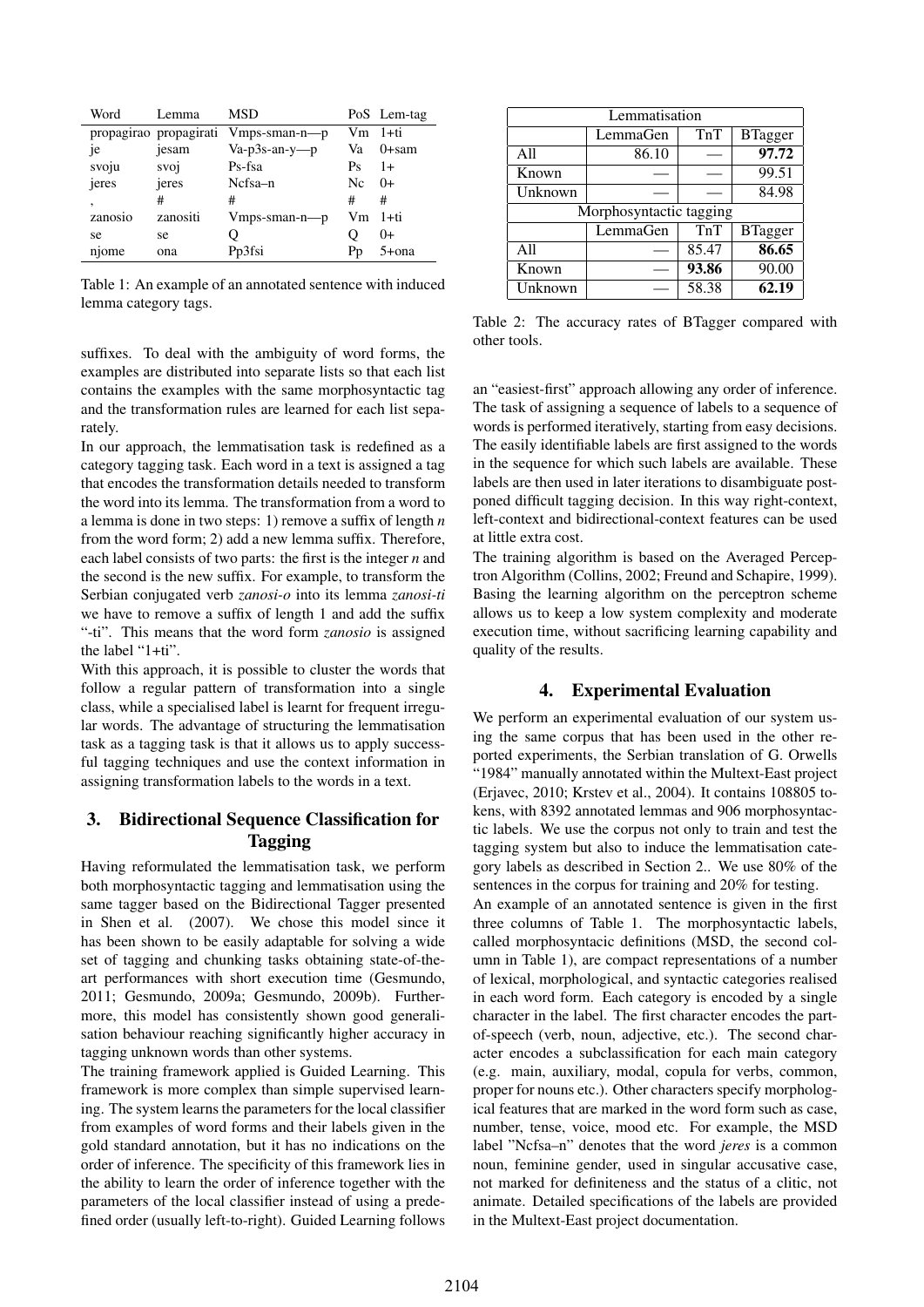| Word | Lemma | MSD | PoS | Lem-tag |
|---|---|---|---|---|
| propagirao | propagirati | Vmps-sman-n—p | Vm | 1+ti |
| je | jesam | Va-p3s-an-y—p | Va | 0+sam |
| svoju | svoj | Ps-fsa | Ps | 1+ |
| jeres | jeres | Ncfsa–n | Nc | 0+ |
| , | # | # | # | # |
| zanosio | zanositi | Vmps-sman-n—p | Vm | 1+ti |
| se | se | Q | Q | 0+ |
| njome | ona | Pp3fsi | Pp | 5+ona |

Table 1: An example of an annotated sentence with induced lemma category tags.

suffixes. To deal with the ambiguity of word forms, the examples are distributed into separate lists so that each list contains the examples with the same morphosyntactic tag and the transformation rules are learned for each list separately.

In our approach, the lemmatisation task is redefined as a category tagging task. Each word in a text is assigned a tag that encodes the transformation details needed to transform the word into its lemma. The transformation from a word to a lemma is done in two steps: 1) remove a suffix of length *n* from the word form; 2) add a new lemma suffix. Therefore, each label consists of two parts: the first is the integer *n* and the second is the new suffix. For example, to transform the Serbian conjugated verb *zanosi-o* into its lemma *zanosi-ti* we have to remove a suffix of length 1 and add the suffix "-ti". This means that the word form *zanosio* is assigned the label "1+ti".

With this approach, it is possible to cluster the words that follow a regular pattern of transformation into a single class, while a specialised label is learnt for frequent irregular words. The advantage of structuring the lemmatisation task as a tagging task is that it allows us to apply successful tagging techniques and use the context information in assigning transformation labels to the words in a text.

## 3. Bidirectional Sequence Classification for Tagging

Having reformulated the lemmatisation task, we perform both morphosyntactic tagging and lemmatisation using the same tagger based on the Bidirectional Tagger presented in Shen et al. (2007). We chose this model since it has been shown to be easily adaptable for solving a wide set of tagging and chunking tasks obtaining state-of-the-art performances with short execution time (Gesmundo, 2011; Gesmundo, 2009a; Gesmundo, 2009b). Furthermore, this model has consistently shown good generalisation behaviour reaching significantly higher accuracy in tagging unknown words than other systems.

The training framework applied is Guided Learning. This framework is more complex than simple supervised learning. The system learns the parameters for the local classifier from examples of word forms and their labels given in the gold standard annotation, but it has no indications on the order of inference. The specificity of this framework lies in the ability to learn the order of inference together with the parameters of the local classifier instead of using a predefined order (usually left-to-right). Guided Learning follows

| Lemmatisation | | | |
|---|---|---|---|
| | LemmaGen | TnT | BTagger |
| All | 86.10 | — | **97.72** |
| Known | — | — | 99.51 |
| Unknown | — | — | 84.98 |
| Morphosyntactic tagging | | | |
| | LemmaGen | TnT | BTagger |
| All | — | 85.47 | **86.65** |
| Known | — | **93.86** | 90.00 |
| Unknown | — | 58.38 | **62.19** |

Table 2: The accuracy rates of BTagger compared with other tools.

an "easiest-first" approach allowing any order of inference. The task of assigning a sequence of labels to a sequence of words is performed iteratively, starting from easy decisions. The easily identifiable labels are first assigned to the words in the sequence for which such labels are available. These labels are then used in later iterations to disambiguate postponed difficult tagging decision. In this way right-context, left-context and bidirectional-context features can be used at little extra cost.

The training algorithm is based on the Averaged Perceptron Algorithm (Collins, 2002; Freund and Schapire, 1999). Basing the learning algorithm on the perceptron scheme allows us to keep a low system complexity and moderate execution time, without sacrificing learning capability and quality of the results.

## 4. Experimental Evaluation

We perform an experimental evaluation of our system using the same corpus that has been used in the other reported experiments, the Serbian translation of G. Orwells "1984" manually annotated within the Multext-East project (Erjavec, 2010; Krstev et al., 2004). It contains 108805 tokens, with 8392 annotated lemmas and 906 morphosyntactic labels. We use the corpus not only to train and test the tagging system but also to induce the lemmatisation category labels as described in Section 2.. We use 80% of the sentences in the corpus for training and 20% for testing.

An example of an annotated sentence is given in the first three columns of Table 1. The morphosyntactic labels, called morphosyntacic definitions (MSD, the second column in Table 1), are compact representations of a number of lexical, morphological, and syntactic categories realised in each word form. Each category is encoded by a single character in the label. The first character encodes the part-of-speech (verb, noun, adjective, etc.). The second character encodes a subclassification for each main category (e.g. main, auxiliary, modal, copula for verbs, common, proper for nouns etc.). Other characters specify morphological features that are marked in the word form such as case, number, tense, voice, mood etc. For example, the MSD label "Ncfsa–n" denotes that the word *jeres* is a common noun, feminine gender, used in singular accusative case, not marked for definiteness and the status of a clitic, not animate. Detailed specifications of the labels are provided in the Multext-East project documentation.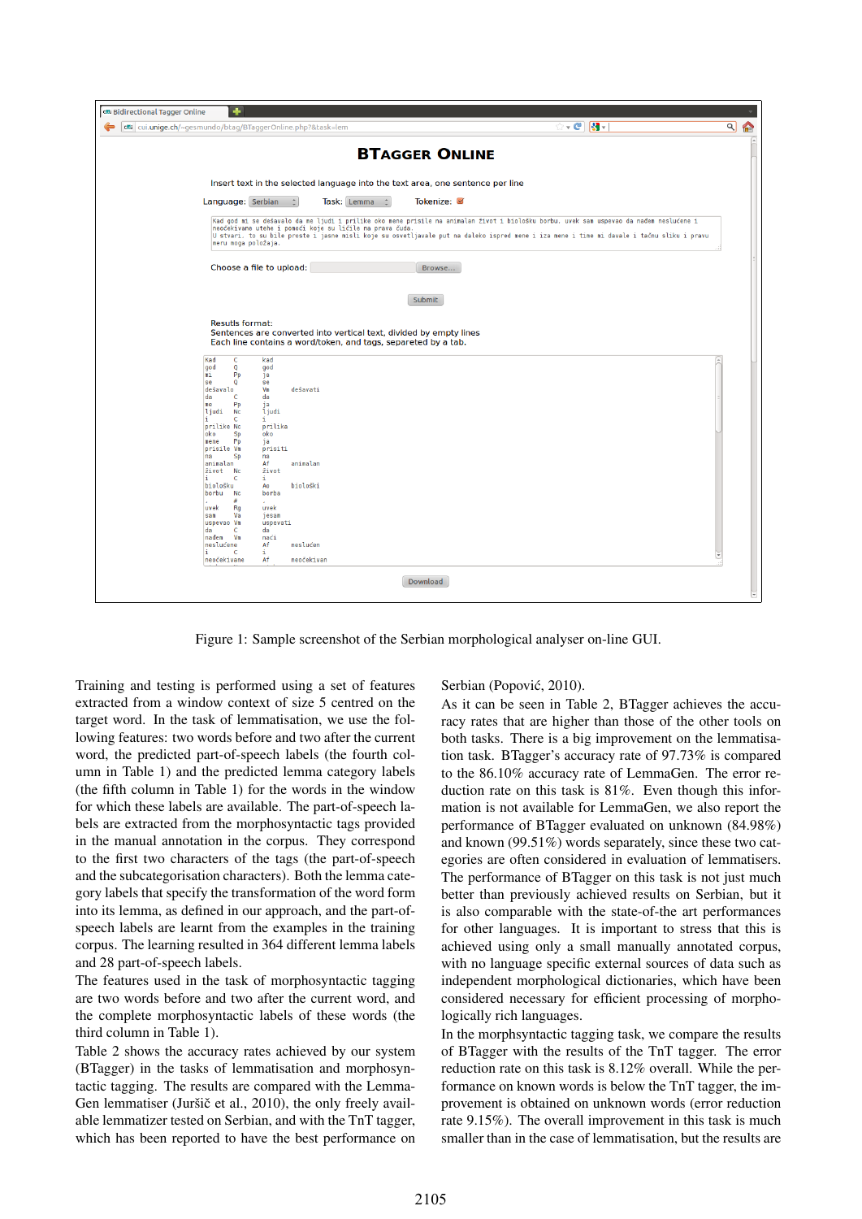Figure 1: Sample screenshot of the Serbian morphological analyser on-line GUI.

Training and testing is performed using a set of features extracted from a window context of size 5 centred on the target word. In the task of lemmatisation, we use the following features: two words before and two after the current word, the predicted part-of-speech labels (the fourth column in Table 1) and the predicted lemma category labels (the fifth column in Table 1) for the words in the window for which these labels are available. The part-of-speech labels are extracted from the morphosyntactic tags provided in the manual annotation in the corpus. They correspond to the first two characters of the tags (the part-of-speech and the subcategorisation characters). Both the lemma category labels that specify the transformation of the word form into its lemma, as defined in our approach, and the part-of-speech labels are learnt from the examples in the training corpus. The learning resulted in 364 different lemma labels and 28 part-of-speech labels.

The features used in the task of morphosyntactic tagging are two words before and two after the current word, and the complete morphosyntactic labels of these words (the third column in Table 1).

Table 2 shows the accuracy rates achieved by our system (BTagger) in the tasks of lemmatisation and morphosyntactic tagging. The results are compared with the LemmaGen lemmatiser (Juršič et al., 2010), the only freely available lemmatizer tested on Serbian, and with the TnT tagger, which has been reported to have the best performance on Serbian (Popović, 2010).

As it can be seen in Table 2, BTagger achieves the accuracy rates that are higher than those of the other tools on both tasks. There is a big improvement on the lemmatisation task. BTagger's accuracy rate of 97.73% is compared to the 86.10% accuracy rate of LemmaGen. The error reduction rate on this task is 81%. Even though this information is not available for LemmaGen, we also report the performance of BTagger evaluated on unknown (84.98%) and known (99.51%) words separately, since these two categories are often considered in evaluation of lemmatisers. The performance of BTagger on this task is not just much better than previously achieved results on Serbian, but it is also comparable with the state-of-the art performances for other languages. It is important to stress that this is achieved using only a small manually annotated corpus, with no language specific external sources of data such as independent morphological dictionaries, which have been considered necessary for efficient processing of morphologically rich languages.

In the morphsyntactic tagging task, we compare the results of BTagger with the results of the TnT tagger. The error reduction rate on this task is 8.12% overall. While the performance on known words is below the TnT tagger, the improvement is obtained on unknown words (error reduction rate 9.15%). The overall improvement in this task is much smaller than in the case of lemmatisation, but the results are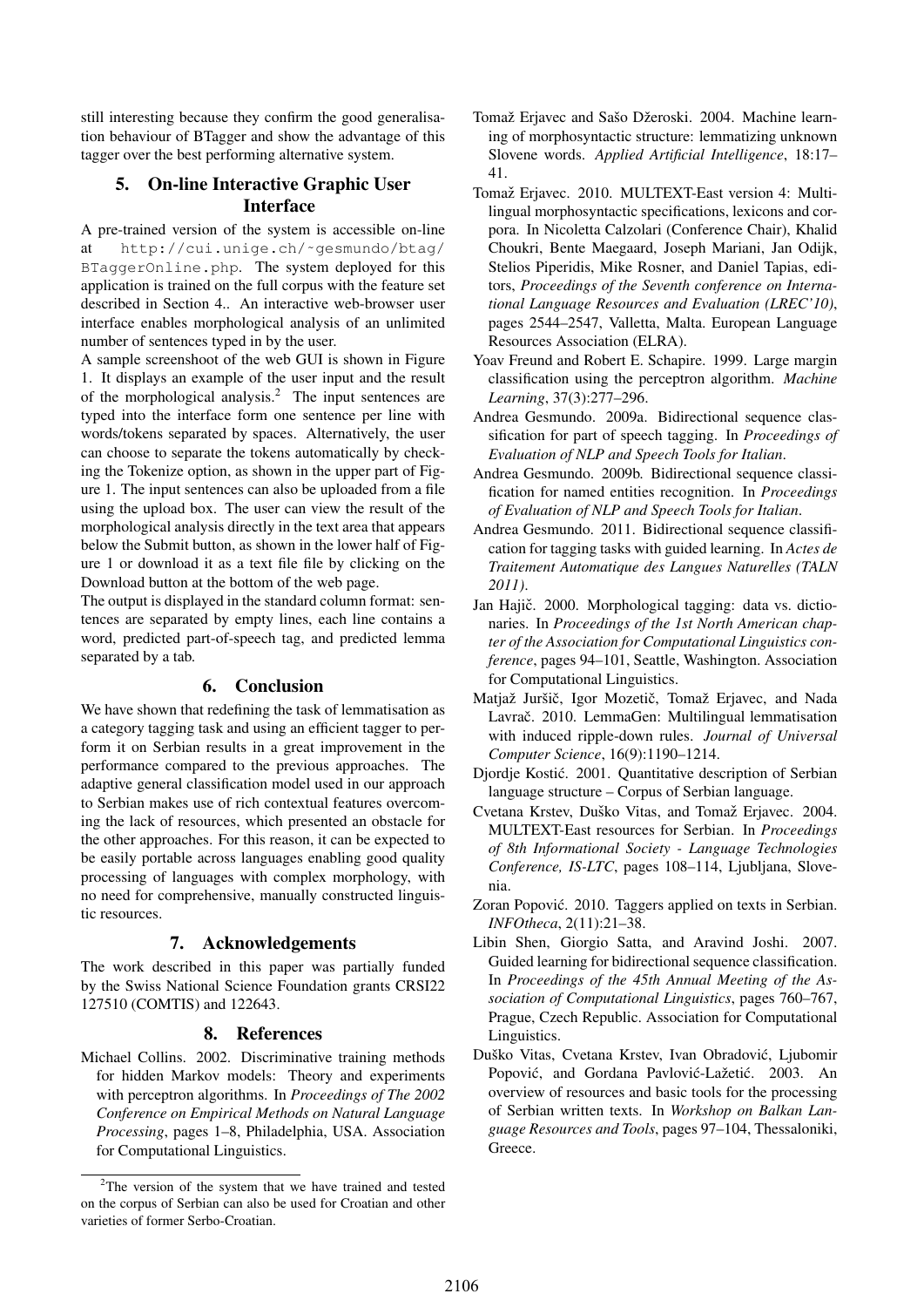still interesting because they confirm the good generalisation behaviour of BTagger and show the advantage of this tagger over the best performing alternative system.

## 5. On-line Interactive Graphic User Interface

A pre-trained version of the system is accessible on-line at http://cui.unige.ch/~gesmundo/btag/BTaggerOnline.php. The system deployed for this application is trained on the full corpus with the feature set described in Section 4.. An interactive web-browser user interface enables morphological analysis of an unlimited number of sentences typed in by the user.

A sample screenshoot of the web GUI is shown in Figure 1. It displays an example of the user input and the result of the morphological analysis.[2] The input sentences are typed into the interface form one sentence per line with words/tokens separated by spaces. Alternatively, the user can choose to separate the tokens automatically by checking the Tokenize option, as shown in the upper part of Figure 1. The input sentences can also be uploaded from a file using the upload box. The user can view the result of the morphological analysis directly in the text area that appears below the Submit button, as shown in the lower half of Figure 1 or download it as a text file file by clicking on the Download button at the bottom of the web page.

The output is displayed in the standard column format: sentences are separated by empty lines, each line contains a word, predicted part-of-speech tag, and predicted lemma separated by a tab.

## 6. Conclusion

We have shown that redefining the task of lemmatisation as a category tagging task and using an efficient tagger to perform it on Serbian results in a great improvement in the performance compared to the previous approaches. The adaptive general classification model used in our approach to Serbian makes use of rich contextual features overcoming the lack of resources, which presented an obstacle for the other approaches. For this reason, it can be expected to be easily portable across languages enabling good quality processing of languages with complex morphology, with no need for comprehensive, manually constructed linguistic resources.

## 7. Acknowledgements

The work described in this paper was partially funded by the Swiss National Science Foundation grants CRSI22 127510 (COMTIS) and 122643.

## 8. References

Michael Collins. 2002. Discriminative training methods for hidden Markov models: Theory and experiments with perceptron algorithms. In *Proceedings of The 2002 Conference on Empirical Methods on Natural Language Processing*, pages 1–8, Philadelphia, USA. Association for Computational Linguistics.

Tomaž Erjavec and Sašo Džeroski. 2004. Machine learning of morphosyntactic structure: lemmatizing unknown Slovene words. *Applied Artificial Intelligence*, 18:17–41.

Tomaž Erjavec. 2010. MULTEXT-East version 4: Multilingual morphosyntactic specifications, lexicons and corpora. In Nicoletta Calzolari (Conference Chair), Khalid Choukri, Bente Maegaard, Joseph Mariani, Jan Odijk, Stelios Piperidis, Mike Rosner, and Daniel Tapias, editors, *Proceedings of the Seventh conference on International Language Resources and Evaluation (LREC'10)*, pages 2544–2547, Valletta, Malta. European Language Resources Association (ELRA).

Yoav Freund and Robert E. Schapire. 1999. Large margin classification using the perceptron algorithm. *Machine Learning*, 37(3):277–296.

Andrea Gesmundo. 2009a. Bidirectional sequence classification for part of speech tagging. In *Proceedings of Evaluation of NLP and Speech Tools for Italian*.

Andrea Gesmundo. 2009b. Bidirectional sequence classification for named entities recognition. In *Proceedings of Evaluation of NLP and Speech Tools for Italian*.

Andrea Gesmundo. 2011. Bidirectional sequence classification for tagging tasks with guided learning. In *Actes de Traitement Automatique des Langues Naturelles (TALN 2011)*.

Jan Hajič. 2000. Morphological tagging: data vs. dictionaries. In *Proceedings of the 1st North American chapter of the Association for Computational Linguistics conference*, pages 94–101, Seattle, Washington. Association for Computational Linguistics.

Matjaž Juršič, Igor Mozetič, Tomaž Erjavec, and Nada Lavrač. 2010. LemmaGen: Multilingual lemmatisation with induced ripple-down rules. *Journal of Universal Computer Science*, 16(9):1190–1214.

Djordje Kostić. 2001. Quantitative description of Serbian language structure – Corpus of Serbian language.

Cvetana Krstev, Duško Vitas, and Tomaž Erjavec. 2004. MULTEXT-East resources for Serbian. In *Proceedings of 8th Informational Society - Language Technologies Conference, IS-LTC*, pages 108–114, Ljubljana, Slovenia.

Zoran Popović. 2010. Taggers applied on texts in Serbian. *INFOtheca*, 2(11):21–38.

Libin Shen, Giorgio Satta, and Aravind Joshi. 2007. Guided learning for bidirectional sequence classification. In *Proceedings of the 45th Annual Meeting of the Association of Computational Linguistics*, pages 760–767, Prague, Czech Republic. Association for Computational Linguistics.

Duško Vitas, Cvetana Krstev, Ivan Obradović, Ljubomir Popović, and Gordana Pavlović-Lažetić. 2003. An overview of resources and basic tools for the processing of Serbian written texts. In *Workshop on Balkan Language Resources and Tools*, pages 97–104, Thessaloniki, Greece.

[2] The version of the system that we have trained and tested on the corpus of Serbian can also be used for Croatian and other varieties of former Serbo-Croatian.